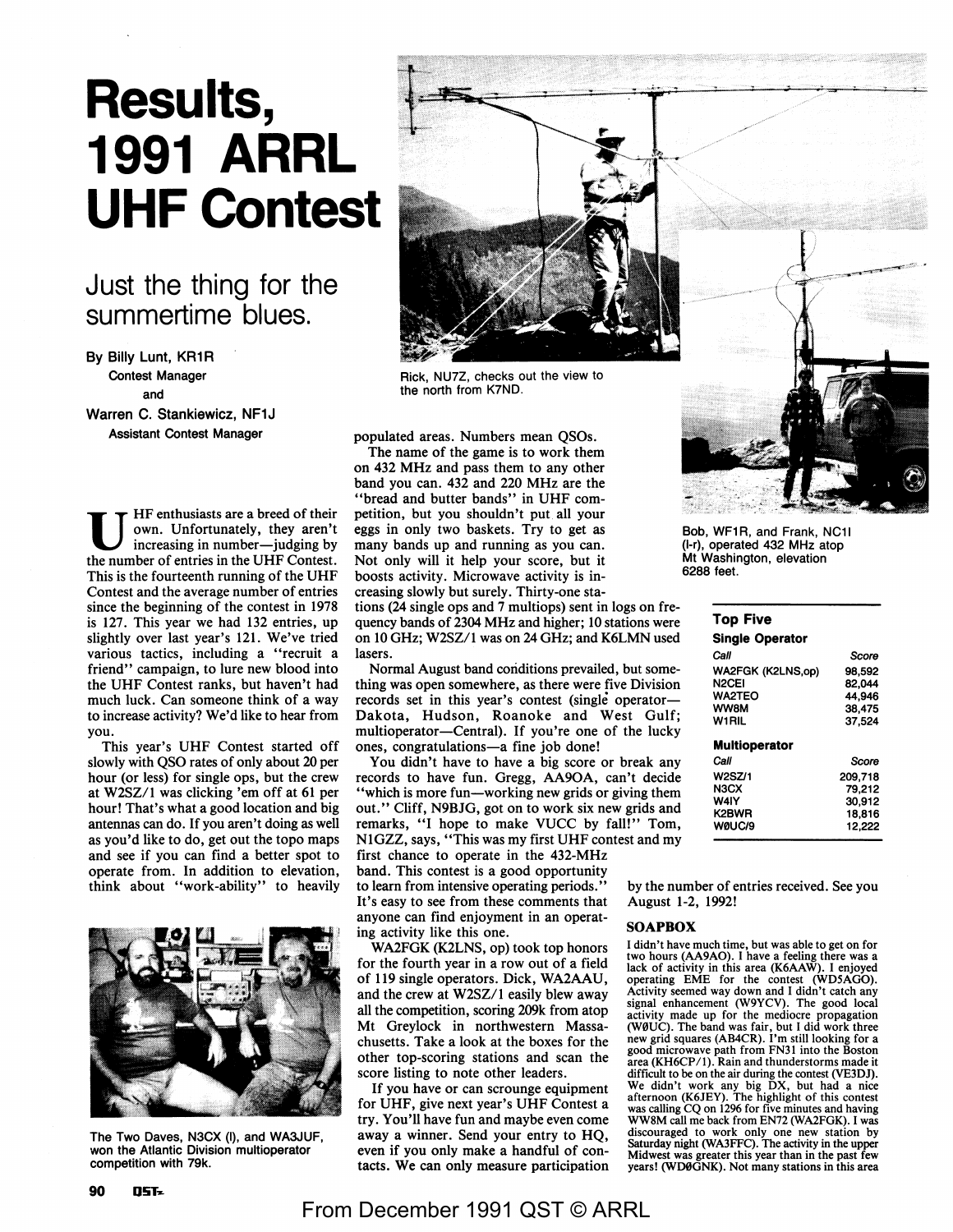# Results, 1991 ARRL UHF Contest

## Just the thing for the summertime blues.

By Billy Lunt, KR1R
Contest Manager
and
Warren C. Stankiewicz, NF1J
Assistant Contest Manager

UHF enthusiasts are a breed of their own. Unfortunately, they aren't increasing in number—judging by the number of entries in the UHF Contest. This is the fourteenth running of the UHF Contest and the average number of entries since the beginning of the contest in 1978 is 127. This year we had 132 entries, up slightly over last year's 121. We've tried various tactics, including a "recruit a friend" campaign, to lure new blood into the UHF Contest ranks, but haven't had much luck. Can someone think of a way to increase activity? We'd like to hear from you.

This year's UHF Contest started off slowly with QSO rates of only about 20 per hour (or less) for single ops, but the crew at W2SZ/1 was clicking 'em off at 61 per hour! That's what a good location and big antennas can do. If you aren't doing as well as you'd like to do, get out the topo maps and see if you can find a better spot to operate from. In addition to elevation, think about "work-ability" to heavily populated areas. Numbers mean QSOs.

The name of the game is to work them on 432 MHz and pass them to any other band you can. 432 and 220 MHz are the "bread and butter bands" in UHF competition, but you shouldn't put all your eggs in only two baskets. Try to get as many bands up and running as you can. Not only will it help your score, but it boosts activity. Microwave activity is increasing slowly but surely. Thirty-one stations (24 single ops and 7 multiops) sent in logs on frequency bands of 2304 MHz and higher; 10 stations were on 10 GHz; W2SZ/1 was on 24 GHz; and K6LMN used lasers.

Normal August band conditions prevailed, but something was open somewhere, as there were five Division records set in this year's contest (single operator—Dakota, Hudson, Roanoke and West Gulf; multioperator—Central). If you're one of the lucky ones, congratulations—a fine job done!

You didn't have to have a big score or break any records to have fun. Gregg, AA9OA, can't decide "which is more fun—working new grids or giving them out." Cliff, N9BJG, got on to work six new grids and remarks, "I hope to make VUCC by fall!" Tom, N1GZZ, says, "This was my first UHF contest and my first chance to operate in the 432-MHz band. This contest is a good opportunity to learn from intensive operating periods." It's easy to see from these comments that anyone can find enjoyment in an operating activity like this one.

WA2FGK (K2LNS, op) took top honors for the fourth year in a row out of a field of 119 single operators. Dick, WA2AAU, and the crew at W2SZ/1 easily blew away all the competition, scoring 209k from atop Mt Greylock in northwestern Massachusetts. Take a look at the boxes for the other top-scoring stations and scan the score listing to note other leaders.

If you have or can scrounge equipment for UHF, give next year's UHF Contest a try. You'll have fun and maybe even come away a winner. Send your entry to HQ, even if you only make a handful of contacts. We can only measure participation by the number of entries received. See you August 1-2, 1992!

Rick, NU7Z, checks out the view to the north from K7ND.

Bob, WF1R, and Frank, NC1I (l-r), operated 432 MHz atop Mt Washington, elevation 6288 feet.

The Two Daves, N3CX (l), and WA3JUF, won the Atlantic Division multioperator competition with 79k.

**Top Five**

**Single Operator**

| Call | Score |
|---|---|
| WA2FGK (K2LNS,op) | 98,592 |
| N2CEI | 82,044 |
| WA2TEO | 44,946 |
| WW8M | 38,475 |
| W1RIL | 37,524 |

**Multioperator**

| Call | Score |
|---|---|
| W2SZ/1 | 209,718 |
| N3CX | 79,212 |
| W4IY | 30,912 |
| K2BWR | 18,816 |
| WØUC/9 | 12,222 |

## SOAPBOX

I didn't have much time, but was able to get on for two hours (AA9AO). I have a feeling there was a lack of activity in this area (K6AAW). I enjoyed operating EME for the contest (WD5AGO). Activity seemed way down and I didn't catch any signal enhancement (W9YCV). The good local activity made up for the mediocre propagation (WØUC). The band was fair, but I did work three new grid squares (AB4CR). I'm still looking for a good microwave path from FN31 into the Boston area (KH6CP/1). Rain and thunderstorms made it difficult to be on the air during the contest (VE3DJ). We didn't work any big DX, but had a nice afternoon (K6JEY). The highlight of this contest was calling CQ on 1296 for five minutes and having WW8M call me back from EN72 (WA2FGK). I was discouraged to work only one new station by Saturday night (WA3FFC). The activity in the upper Midwest was greater this year than in the past few years! (WDØGNK). Not many stations in this area

From December 1991 QST © ARRL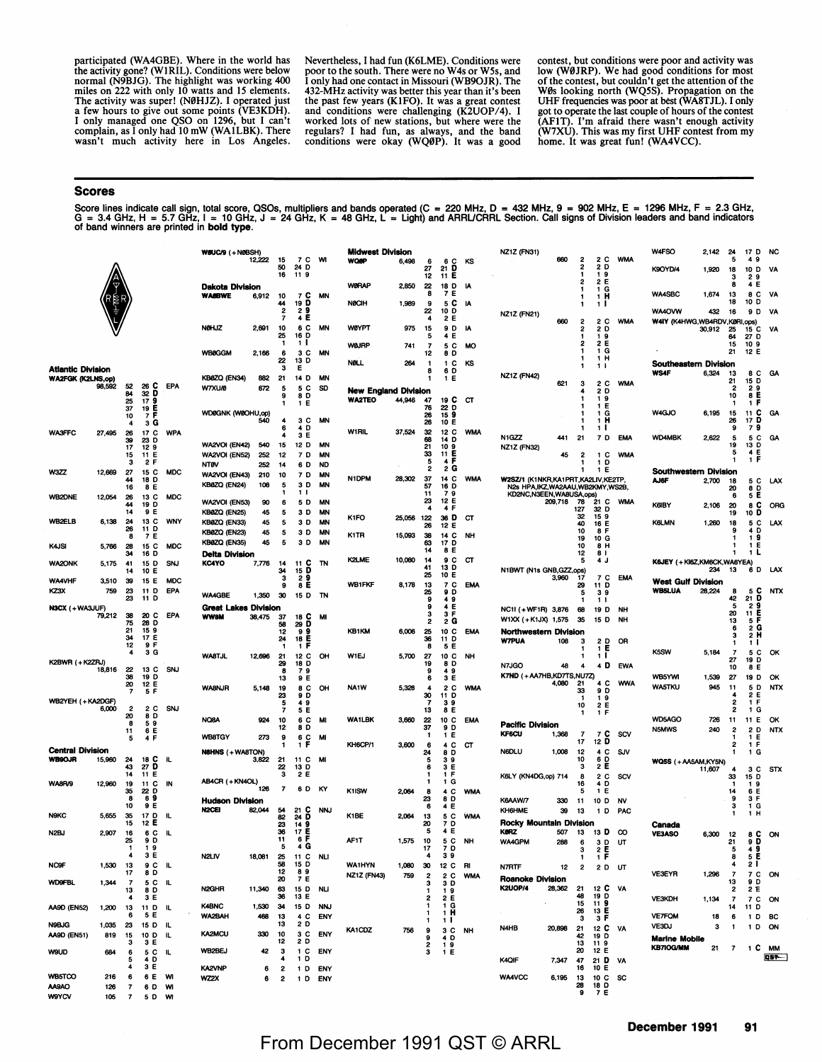participated (WA4GBE). Where in the world has the activity gone? (W1RIL). Conditions were below normal (N9BJG). The highlight was working 400 miles on 222 with only 10 watts and 15 elements. The activity was super! (NØHJZ). I operated just a few hours to give out some points (VE3KDH). I only managed one QSO on 1296, but I can't complain, as I only had 10 mW (WA1LBK). There wasn't much activity here in Los Angeles. Nevertheless, I had fun (K6LME). Conditions were poor to the south. There were no W4s or W5s, and I only had one contact in Missouri (WB9OJR). The 432-MHz activity was better this year than it's been the past few years (K1FO). It was a great contest and conditions were challenging (K2UOP/4). I worked lots of new stations, but where were the regulars? I had fun, as always, and the band conditions were okay (WQØP). It was a good contest, but conditions were poor and activity was low (WØJRP). We had good conditions for most of the contest, but couldn't get the attention of the WØs looking north (WQ5S). Propagation on the UHF frequencies was poor at best (WA8TJL). I only got to operate the last couple of hours of the contest (AF1T). I'm afraid there wasn't enough activity (W7XU). This was my first UHF contest from my home. It was great fun! (WA4VCC).

## Scores

Score lines indicate call sign, total score, QSOs, multipliers and bands operated (C = 220 MHz, D = 432 MHz, 9 = 902 MHz, E = 1296 MHz, F = 2.3 GHz, G = 3.4 GHz, H = 5.7 GHz, I = 10 GHz, J = 24 GHz, K = 48 GHz, L = Light) and ARRL/CRRL Section. Call signs of Division leaders and band indicators of band winners are printed in **bold type**.

| Call | Score | QSOs | Mults | Band | Section |
|---|---|---|---|---|---|
| **Atlantic Division** | | | | | |
| **WA2FGK** (K2LNS,op) | 98,592 | 52 | 26 | C | EPA |
| | | 84 | 32 | D | |
| | | 25 | 17 | 9 | |
| | | 37 | 19 | E | |
| | | 10 | 7 | F | |
| | | 4 | 3 | G | |
| WA3FFC | 27,495 | 26 | 17 | C | WPA |
| | | 39 | 23 | D | |
| | | 17 | 12 | 9 | |
| | | 15 | 11 | E | |
| | | 3 | 2 | F | |
| W3ZZ | 12,669 | 27 | 15 | C | MDC |
| | | 44 | 18 | D | |
| | | 16 | 8 | E | |
| WB2DNE | 12,054 | 26 | 13 | C | MDC |
| | | 44 | 19 | D | |
| | | 14 | 9 | E | |
| WB2ELB | 6,138 | 24 | 13 | C | WNY |
| | | 26 | 11 | D | |
| | | 8 | 7 | E | |
| K4JSI | 5,766 | 28 | 15 | C | MDC |
| | | 34 | 16 | D | |
| WA2ONK | 5,175 | 41 | 15 | D | SNJ |
| | | 14 | 10 | E | |
| WA4VHF | 3,510 | 39 | 15 | E | MDC |
| KZ3X | 759 | 23 | 11 | D | EPA |
| | | 23 | 11 | D | |
| N3CX (+WA3JUF) | 79,212 | 38 | 20 | C | EPA |
| | | 75 | 28 | D | |
| | | 21 | 15 | 9 | |
| | | 34 | 17 | E | |
| | | 12 | 9 | F | |
| | | 4 | 3 | G | |
| K2BWR (+K2ZRJ) | 18,816 | 22 | 13 | C | SNJ |
| | | 38 | 19 | D | |
| | | 20 | 12 | E | |
| | | 7 | 5 | F | |
| WB2YEH (+KA2DGF) | 6,000 | 2 | 2 | C | SNJ |
| | | 20 | 8 | D | |
| | | 8 | 5 | 9 | |
| | | 11 | 6 | E | |
| | | 5 | 4 | F | |
| **Central Division** | | | | | |
| **WB9OJR** | 15,960 | 24 | 18 | C | IL |
| | | 43 | 27 | D | |
| | | 14 | 11 | E | |
| WA8R/9 | 12,960 | 19 | 11 | C | IN |
| | | 35 | 22 | D | |
| | | 8 | 6 | 9 | |
| | | 10 | 9 | E | |
| N9KC | 5,655 | 35 | 17 | D | IL |
| | | 15 | 12 | E | |
| N2BJ | 2,907 | 16 | 6 | C | IL |
| | | 25 | 9 | D | |
| | | 1 | 1 | 9 | |
| | | 4 | 3 | E | |
| NC9F | 1,530 | 13 | 9 | C | IL |
| | | 17 | 8 | D | |
| WD9FBL | 1,344 | 7 | 5 | C | IL |
| | | 13 | 8 | D | |
| | | 4 | 3 | E | |
| AA9D (EN52) | 1,200 | 13 | 11 | D | IL |
| | | 6 | 5 | E | |
| N9BJG | 1,035 | 23 | 15 | D | IL |
| AA9D (EN51) | 819 | 15 | 10 | D | IL |
| | | 3 | 3 | E | |
| W9UD | 684 | 6 | 5 | C | IL |
| | | 5 | 4 | D | |
| | | 4 | 3 | E | |
| WB5TCO | 216 | 6 | 6 | E | WI |
| AA9AO | 126 | 7 | 6 | D | WI |
| W9YCV | 105 | 7 | 5 | D | WI |
| WØUC/9 (+NØBSH) | 12,222 | 15 | 7 | C | WI |
| | | 50 | 24 | D | |
| | | 16 | 11 | 9 | |
| **Dakota Division** | | | | | |
| **WAØBWE** | 6,912 | 10 | 7 | C | MN |
| | | 44 | 19 | D | |
| | | 2 | 2 | 9 | |
| | | 7 | 4 | E | |
| NØHJZ | 2,691 | 10 | 6 | C | MN |
| | | 25 | 16 | D | |
| | | 1 | 1 | I | |
| WBØGGM | 2,166 | 6 | 3 | C | MN |
| | | 22 | 13 | D | |
| | | 3 | | E | |
| KBØZQ (EN34) | 882 | 21 | 14 | D | MN |
| W7XU/Ø | 672 | 5 | 5 | C | SD |
| | | 9 | 8 | D | |
| | | 1 | 1 | E | |
| WDØGNK (WØOHU,op) | 540 | 4 | 3 | C | MN |
| | | 6 | 4 | D | |
| | | 4 | 3 | E | |
| WA2VOI (EN42) | 540 | 15 | 12 | D | MN |
| WA2VOI (EN52) | 252 | 12 | 7 | D | MN |
| NTØV | 252 | 14 | 6 | D | ND |
| WA2VOI (EN43) | 210 | 10 | 7 | D | MN |
| KBØZQ (EN24) | 108 | 5 | 3 | D | MN |
| | | 1 | 1 | I | |
| WA2VOI (EN53) | 90 | 6 | 5 | D | MN |
| KBØZQ (EN25) | 45 | 5 | 3 | D | MN |
| KBØZQ (EN33) | 45 | 5 | 3 | D | MN |
| KBØZQ (EN23) | 45 | 5 | 3 | D | MN |
| KBØZQ (EN35) | 45 | 5 | 3 | D | MN |
| **Delta Division** | | | | | |
| **KC4YO** | 7,776 | 14 | 11 | C | TN |
| | | 34 | 15 | D | |
| | | 3 | 2 | 9 | |
| | | 9 | 8 | E | |
| WA4GBE | 1,350 | 30 | 15 | D | TN |
| **Great Lakes Division** | | | | | |
| **WW8M** | 38,475 | 37 | 18 | C | MI |
| | | 58 | 29 | D | |
| | | 12 | 9 | 9 | |
| | | 24 | 18 | E | |
| | | 1 | 1 | F | |
| WA8TJL | 12,696 | 21 | 12 | C | OH |
| | | 29 | 18 | D | |
| | | 8 | 7 | 9 | |
| | | 13 | 9 | E | |
| WA8NJR | 5,148 | 19 | 8 | C | OH |
| | | 23 | 9 | D | |
| | | 5 | 4 | 9 | |
| | | 7 | 5 | E | |
| NQ8A | 924 | 10 | 6 | C | MI |
| | | 12 | 8 | D | |
| WB8TGY | 273 | 9 | 6 | C | MI |
| | | 1 | 1 | F | |
| N8HNS (+WA8TON) | 3,822 | 21 | 11 | C | MI |
| | | 22 | 13 | D | |
| | | 3 | 2 | E | |
| AB4CR (+KN4OL) | 126 | 7 | 6 | D | KY |
| **Hudson Division** | | | | | |
| **N2CEI** | 82,044 | 54 | 21 | C | NNJ |
| | | 82 | 24 | D | |
| | | 23 | 14 | 9 | |
| | | 36 | 17 | E | |
| | | 11 | 6 | F | |
| | | 5 | 4 | G | |
| N2LIV | 18,081 | 25 | 11 | C | NLI |
| | | 58 | 15 | D | |
| | | 12 | 8 | 9 | |
| | | 20 | 7 | E | |
| N2GHR | 11,340 | 63 | 15 | D | NLI |
| | | 36 | 13 | E | |
| K4BNC | 1,530 | 34 | 15 | D | NNJ |
| WA2BAH | 468 | 13 | 4 | C | ENY |
| | | 13 | 2 | D | |
| KA2MCU | 330 | 10 | 3 | C | ENY |
| | | 12 | 2 | D | |
| WB2BEJ | 42 | 3 | 1 | C | ENY |
| | | 4 | 1 | D | |
| KA2VNP | 6 | 2 | 1 | D | ENY |
| WZ2X | 6 | 2 | 1 | D | ENY |
| **Midwest Division** | | | | | |
| **WQØP** | 6,498 | 6 | 6 | C | KS |
| | | 27 | 21 | D | |
| | | 12 | 11 | E | |
| WØRAP | 2,850 | 22 | 18 | D | IA |
| | | 8 | 7 | E | |
| NØCIH | 1,989 | 9 | 5 | C | IA |
| | | 22 | 10 | D | |
| | | 4 | 2 | E | |
| WØYPT | 975 | 15 | 9 | D | IA |
| | | 5 | 4 | E | |
| WØJRP | 741 | 7 | 5 | C | MO |
| | | 12 | 8 | D | |
| NØLL | 264 | 1 | 1 | C | KS |
| | | 8 | 6 | D | |
| | | 1 | 1 | E | |
| **New England Division** | | | | | |
| **WA2TEO** | 44,946 | 47 | 19 | C | CT |
| | | 76 | 22 | D | |
| | | 26 | 15 | 9 | |
| | | 26 | 10 | E | |
| W1RIL | 37,524 | 32 | 12 | C | WMA |
| | | 68 | 14 | D | |
| | | 21 | 10 | 9 | |
| | | 33 | 11 | E | |
| | | 5 | 4 | F | |
| | | 2 | 2 | G | |
| N1DPM | 28,302 | 37 | 14 | C | WMA |
| | | 57 | 16 | D | |
| | | 11 | 7 | 9 | |
| | | 23 | 12 | E | |
| | | 4 | 4 | F | |
| K1FO | 25,056 | 122 | 36 | D | CT |
| | | 26 | 12 | E | |
| K1TR | 15,093 | 38 | 14 | C | NH |
| | | 63 | 17 | D | |
| | | 14 | 8 | E | |
| K2LME | 10,080 | 14 | 9 | C | CT |
| | | 41 | 13 | D | |
| | | 25 | 10 | E | |
| WB1FKF | 8,178 | 13 | 7 | C | EMA |
| | | 25 | 9 | D | |
| | | 9 | 4 | 9 | |
| | | 9 | 4 | E | |
| | | 3 | 3 | F | |
| | | 2 | 2 | G | |
| KB1KM | 6,006 | 25 | 10 | C | EMA |
| | | 36 | 11 | D | |
| | | 8 | 5 | E | |
| W1EJ | 5,700 | 27 | 10 | C | NH |
| | | 19 | 8 | D | |
| | | 9 | 4 | 9 | |
| | | 6 | 3 | E | |
| NA1W | 5,328 | 4 | 2 | C | WMA |
| | | 30 | 11 | D | |
| | | 7 | 3 | 9 | |
| | | 13 | 8 | E | |
| WA1LBK | 3,660 | 22 | 10 | C | EMA |
| | | 37 | 9 | D | |
| | | 1 | 1 | E | |
| KH6CP/1 | 3,600 | 6 | 4 | C | CT |
| | | 24 | 8 | D | |
| | | 5 | 3 | 9 | |
| | | 6 | 3 | E | |
| | | 1 | 1 | F | |
| | | 1 | 1 | G | |
| K1ISW | 2,064 | 8 | 4 | C | WMA |
| | | 23 | 8 | D | |
| | | 6 | 4 | E | |
| K1BE | 2,064 | 13 | 5 | C | WMA |
| | | 20 | 7 | D | |
| | | 5 | 4 | E | |
| AF1T | 1,575 | 10 | 5 | C | NH |
| | | 17 | 7 | D | |
| | | 4 | 3 | 9 | |
| WA1HYN | 1,080 | 30 | 12 | C | RI |
| NZ1Z (FN43) | 759 | 2 | 2 | C | WMA |
| | | 3 | 3 | D | |
| | | 1 | 1 | 9 | |
| | | 2 | 2 | E | |
| | | 1 | 1 | G | |
| | | 1 | 1 | H | |
| | | 1 | 1 | I | |
| KA1CDZ | 756 | 9 | 3 | C | NH |
| | | 9 | 4 | D | |
| | | 2 | 1 | 9 | |
| | | 3 | 1 | E | |
| NZ1Z (FN31) | 660 | 2 | 2 | C | WMA |
| | | 2 | 2 | D | |
| | | 1 | 1 | 9 | |
| | | 2 | 2 | E | |
| | | 1 | 1 | G | |
| | | 1 | 1 | H | |
| | | 1 | 1 | I | |
| NZ1Z (FN21) | 660 | 2 | 2 | C | WMA |
| | | 2 | 2 | D | |
| | | 1 | 1 | 9 | |
| | | 2 | 2 | E | |
| | | 1 | 1 | G | |
| | | 1 | 1 | H | |
| | | 1 | 1 | I | |
| NZ1Z (FN42) | 621 | 3 | 2 | C | WMA |
| | | 4 | 2 | D | |
| | | 1 | 1 | 9 | |
| | | 1 | 1 | E | |
| | | 1 | 1 | G | |
| | | 1 | 1 | H | |
| | | 1 | 1 | I | |
| N1GZZ | 441 | 21 | 7 | D | EMA |
| NZ1Z (FN32) | 45 | 2 | 1 | C | WMA |
| | | 1 | 1 | D | |
| | | 1 | 1 | E | |
| W2SZ/1 (K1NKR,KA1PRT,KA2LIV,KE2TP, N2s HPA,IKZ,WA2AAU,WB2KMY,WS2B, KD2NC,N3EEN,WA8USA,ops) | 209,718 | 78 | 21 | C | WMA |
| | | 127 | 32 | D | |
| | | 32 | 15 | 9 | |
| | | 40 | 16 | E | |
| | | 10 | 8 | F | |
| | | 19 | 10 | G | |
| | | 10 | 8 | H | |
| | | 12 | 8 | I | |
| | | 5 | 4 | J | |
| N1BWT (N1s GNB,GZZ,ops) | 3,960 | 17 | 7 | C | EMA |
| | | 29 | 11 | D | |
| | | 5 | 3 | 9 | |
| | | 1 | 1 | I | |
| NC1I (+WF1R) | 3,876 | 68 | 19 | D | NH |
| W1XX (+K1JX) | 1,575 | 35 | 15 | D | NH |
| **Northwestern Division** | | | | | |
| **W7PUA** | 108 | 3 | 2 | D | OR |
| | | 1 | 1 | E | |
| | | 1 | 1 | I | |
| N7JGO | 48 | 4 | 4 | D | EWA |
| K7ND (+AA7HB,KD7TS,NU7Z) | 4,080 | 21 | 4 | C | WWA |
| | | 33 | 9 | D | |
| | | 1 | 1 | 9 | |
| | | 10 | 2 | E | |
| | | 1 | 1 | F | |
| **Pacific Division** | | | | | |
| **KF6CU** | 1,368 | 7 | 7 | C | SCV |
| | | 17 | 12 | D | |
| N6DLU | 1,008 | 12 | 4 | C | SJV |
| | | 10 | 6 | D | |
| | | 3 | 2 | E | |
| K6LY (KN4DG,op) | 714 | 8 | 2 | C | SCV |
| | | 16 | 4 | D | |
| | | 5 | 1 | E | |
| K6AAW/7 | 330 | 11 | 10 | D | NV |
| KH6HME | 39 | 13 | 1 | D | PAC |
| **Rocky Mountain Division** | | | | | |
| **KØRZ** | 507 | 13 | 13 | D | CO |
| WA4GPM | 288 | 6 | 3 | D | UT |
| | | 3 | 2 | E | |
| | | 1 | 1 | F | |
| N7RTF | 12 | 2 | 2 | D | UT |
| **Roanoke Division** | | | | | |
| **K2UOP/4** | 28,362 | 21 | 12 | C | VA |
| | | 48 | 19 | D | |
| | | 15 | 11 | 9 | |
| | | 26 | 13 | E | |
| | | 3 | 3 | F | |
| N4HB | 20,898 | 21 | 12 | C | VA |
| | | 42 | 19 | D | |
| | | 13 | 11 | 9 | |
| | | 20 | 12 | E | |
| K4QIF | 7,347 | 47 | 21 | D | VA |
| | | 16 | 10 | E | |
| WA4VCC | 6,195 | 13 | 10 | C | SC |
| | | 28 | 18 | D | |
| | | 9 | 7 | E | |
| W4FSO | 2,142 | 24 | 17 | D | NC |
| | | 5 | 4 | 9 | |
| K9OYD/4 | 1,920 | 18 | 10 | D | VA |
| | | 3 | 2 | 9 | |
| | | 8 | 4 | E | |
| WA4SBC | 1,674 | 13 | 8 | C | VA |
| | | 18 | 10 | D | |
| WA4OVW | 432 | 16 | 9 | D | VA |
| W4IY (K4HWG,WB4RDV,KØRI,ops) | 30,912 | 25 | 15 | C | VA |
| | | 64 | 27 | D | |
| | | 15 | 10 | 9 | |
| | | 21 | 12 | E | |
| **Southeastern Division** | | | | | |
| **WS4F** | 6,324 | 13 | 8 | C | GA |
| | | 21 | 15 | D | |
| | | 2 | 2 | 9 | |
| | | 10 | 8 | E | |
| | | 1 | 1 | F | |
| W4GJO | 6,195 | 15 | 11 | C | GA |
| | | 26 | 17 | D | |
| | | 9 | 7 | 9 | |
| WD4MBK | 2,622 | 5 | 5 | C | GA |
| | | 19 | 13 | D | |
| | | 5 | 4 | E | |
| | | 1 | 1 | F | |
| **Southwestern Division** | | | | | |
| **AJ6F** | 2,700 | 18 | 5 | C | LAX |
| | | 20 | 8 | D | |
| | | 6 | 5 | E | |
| K6IBY | 2,106 | 20 | 8 | C | ORG |
| | | 19 | 10 | D | |
| K6LMN | 1,260 | 18 | 5 | C | LAX |
| | | 9 | 4 | D | |
| | | 1 | 1 | 9 | |
| | | 1 | 1 | E | |
| | | 1 | 1 | L | |
| K6JEY (+KI6Z,KM6CK,WA6YEA) | 234 | 13 | 6 | D | LAX |
| **West Gulf Division** | | | | | |
| **WB5LUA** | 28,224 | 8 | 5 | C | NTX |
| | | 42 | 21 | D | |
| | | 5 | 2 | 9 | |
| | | 20 | 11 | E | |
| | | 13 | 5 | F | |
| | | 6 | 2 | G | |
| | | 3 | 2 | H | |
| | | 1 | 1 | I | |
| K5SW | 5,184 | 7 | 5 | C | OK |
| | | 27 | 19 | D | |
| | | 10 | 8 | E | |
| WB5YWI | 1,539 | 27 | 19 | D | OK |
| WA5TKU | 945 | 11 | 5 | D | NTX |
| | | 4 | 2 | E | |
| | | 2 | 1 | F | |
| | | 2 | 1 | G | |
| WD5AGO | 726 | 11 | 11 | E | OK |
| N5MWS | 240 | 2 | 2 | D | NTX |
| | | 1 | 1 | E | |
| | | 2 | 1 | F | |
| | | 1 | 1 | G | |
| WQ5S (+AA5AM,KY5N) | 11,607 | 4 | 3 | C | STX |
| | | 33 | 15 | D | |
| | | 1 | 1 | 9 | |
| | | 14 | 6 | E | |
| | | 9 | 3 | F | |
| | | 3 | 1 | G | |
| | | 1 | 1 | H | |
| **Canada** | | | | | |
| **VE3ASO** | 6,300 | 12 | 8 | C | ON |
| | | 21 | 9 | D | |
| | | 5 | 4 | 9 | |
| | | 8 | 5 | E | |
| | | 4 | 2 | I | |
| VE3EYR | 1,296 | 7 | 7 | C | ON |
| | | 13 | 9 | D | |
| | | 2 | 2 | E | |
| VE3KDH | 1,134 | 7 | 7 | C | ON |
| | | 14 | 11 | D | |
| VE7FQM | 18 | 6 | 1 | D | BC |
| VE3DJ | 3 | 1 | 1 | D | ON |
| **Marine Mobile** | | | | | |
| **KB7IOG/MM** | 21 | 7 | 1 | C | MM |

From December 1991 QST © ARRL